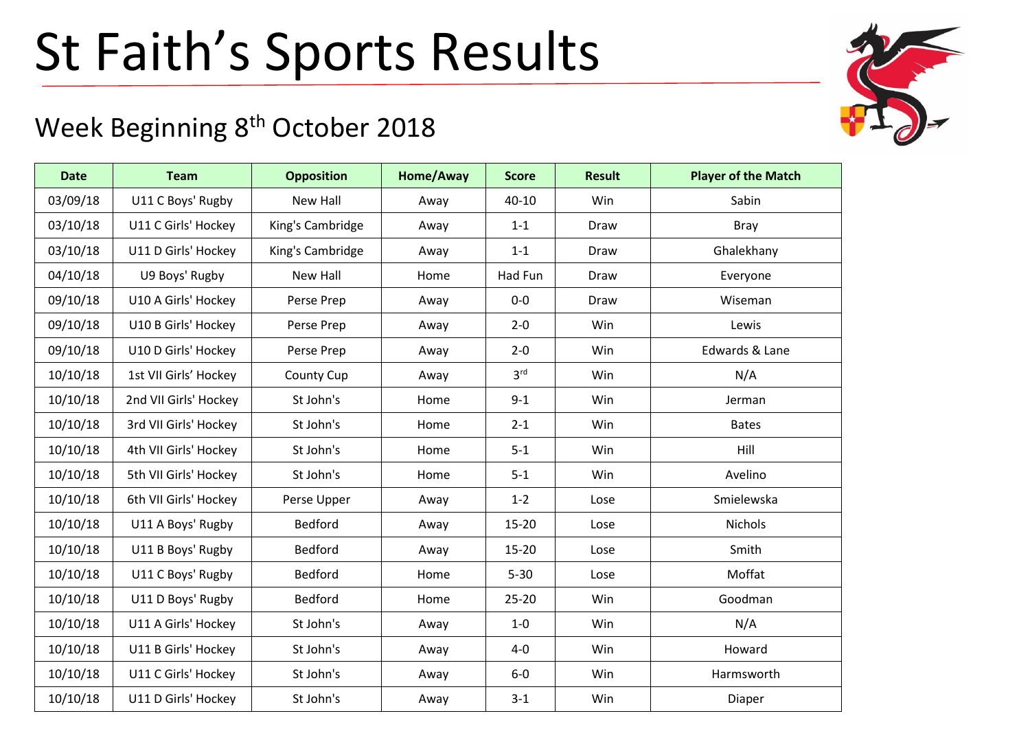# St Faith's Sports Results

## Week Beginning 8th October 2018

| Date | Team | Opposition | Home/Away | Score | Result | Player of the Match |
|---|---|---|---|---|---|---|
| 03/09/18 | U11 C Boys' Rugby | New Hall | Away | 40-10 | Win | Sabin |
| 03/10/18 | U11 C Girls' Hockey | King's Cambridge | Away | 1-1 | Draw | Bray |
| 03/10/18 | U11 D Girls' Hockey | King's Cambridge | Away | 1-1 | Draw | Ghalekhany |
| 04/10/18 | U9 Boys' Rugby | New Hall | Home | Had Fun | Draw | Everyone |
| 09/10/18 | U10 A Girls' Hockey | Perse Prep | Away | 0-0 | Draw | Wiseman |
| 09/10/18 | U10 B Girls' Hockey | Perse Prep | Away | 2-0 | Win | Lewis |
| 09/10/18 | U10 D Girls' Hockey | Perse Prep | Away | 2-0 | Win | Edwards & Lane |
| 10/10/18 | 1st VII Girls' Hockey | County Cup | Away | 3rd | Win | N/A |
| 10/10/18 | 2nd VII Girls' Hockey | St John's | Home | 9-1 | Win | Jerman |
| 10/10/18 | 3rd VII Girls' Hockey | St John's | Home | 2-1 | Win | Bates |
| 10/10/18 | 4th VII Girls' Hockey | St John's | Home | 5-1 | Win | Hill |
| 10/10/18 | 5th VII Girls' Hockey | St John's | Home | 5-1 | Win | Avelino |
| 10/10/18 | 6th VII Girls' Hockey | Perse Upper | Away | 1-2 | Lose | Smielewska |
| 10/10/18 | U11 A Boys' Rugby | Bedford | Away | 15-20 | Lose | Nichols |
| 10/10/18 | U11 B Boys' Rugby | Bedford | Away | 15-20 | Lose | Smith |
| 10/10/18 | U11 C Boys' Rugby | Bedford | Home | 5-30 | Lose | Moffat |
| 10/10/18 | U11 D Boys' Rugby | Bedford | Home | 25-20 | Win | Goodman |
| 10/10/18 | U11 A Girls' Hockey | St John's | Away | 1-0 | Win | N/A |
| 10/10/18 | U11 B Girls' Hockey | St John's | Away | 4-0 | Win | Howard |
| 10/10/18 | U11 C Girls' Hockey | St John's | Away | 6-0 | Win | Harmsworth |
| 10/10/18 | U11 D Girls' Hockey | St John's | Away | 3-1 | Win | Diaper |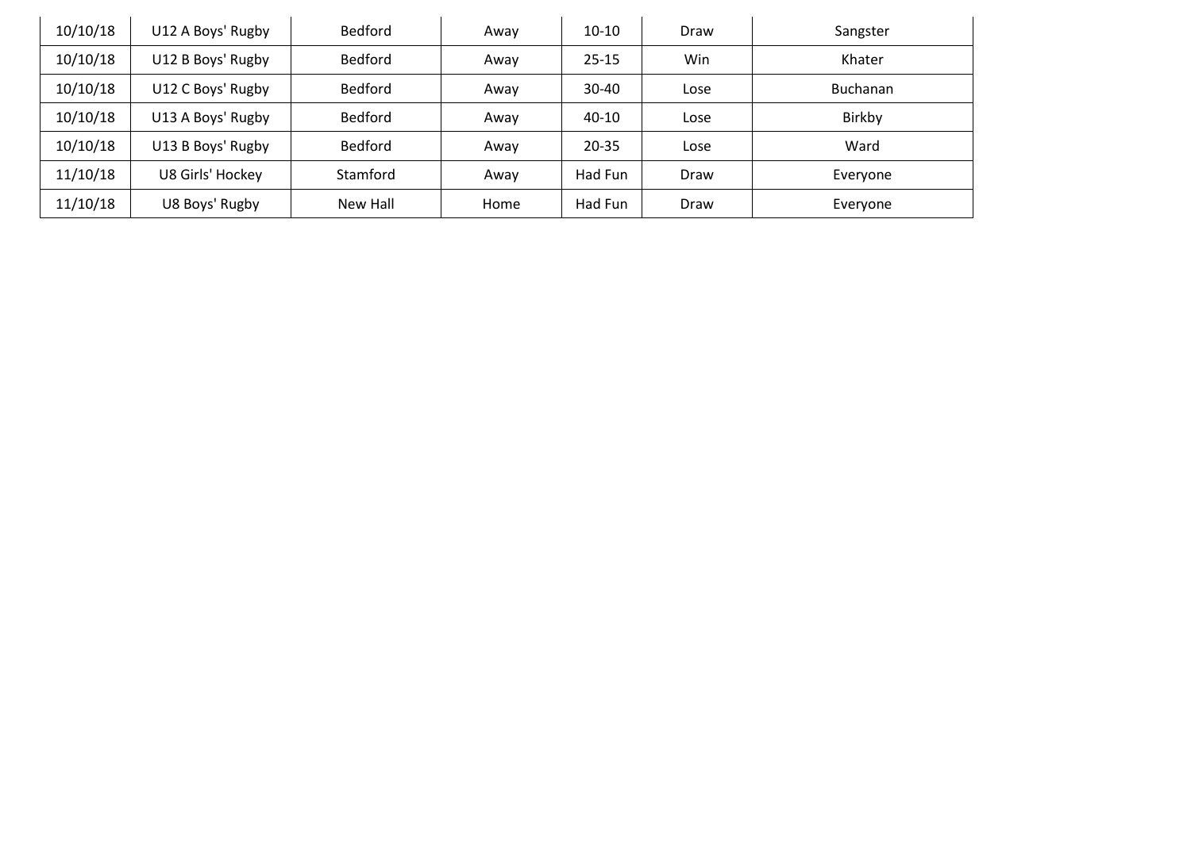| | | | | | | |
|---|---|---|---|---|---|---|
| 10/10/18 | U12 A Boys' Rugby | Bedford | Away | 10-10 | Draw | Sangster |
| 10/10/18 | U12 B Boys' Rugby | Bedford | Away | 25-15 | Win | Khater |
| 10/10/18 | U12 C Boys' Rugby | Bedford | Away | 30-40 | Lose | Buchanan |
| 10/10/18 | U13 A Boys' Rugby | Bedford | Away | 40-10 | Lose | Birkby |
| 10/10/18 | U13 B Boys' Rugby | Bedford | Away | 20-35 | Lose | Ward |
| 11/10/18 | U8 Girls' Hockey | Stamford | Away | Had Fun | Draw | Everyone |
| 11/10/18 | U8 Boys' Rugby | New Hall | Home | Had Fun | Draw | Everyone |